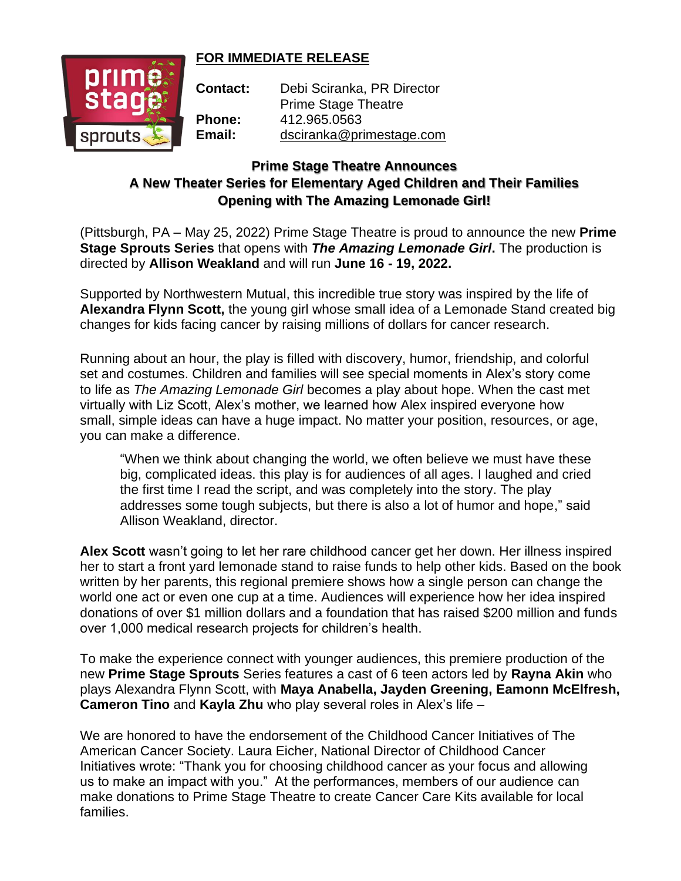**FOR IMMEDIATE RELEASE**

**Contact:** Debi Sciranka, PR Director
Prime Stage Theatre
**Phone:** 412.965.0563
**Email:** dsciranka@primestage.com

**Prime Stage Theatre Announces**
**A New Theater Series for Elementary Aged Children and Their Families**
**Opening with The Amazing Lemonade Girl!**

(Pittsburgh, PA – May 25, 2022) Prime Stage Theatre is proud to announce the new **Prime Stage Sprouts Series** that opens with ***The Amazing Lemonade Girl*.** The production is directed by **Allison Weakland** and will run **June 16 - 19, 2022.**

Supported by Northwestern Mutual, this incredible true story was inspired by the life of **Alexandra Flynn Scott,** the young girl whose small idea of a Lemonade Stand created big changes for kids facing cancer by raising millions of dollars for cancer research.

Running about an hour, the play is filled with discovery, humor, friendship, and colorful set and costumes. Children and families will see special moments in Alex's story come to life as *The Amazing Lemonade Girl* becomes a play about hope. When the cast met virtually with Liz Scott, Alex's mother, we learned how Alex inspired everyone how small, simple ideas can have a huge impact. No matter your position, resources, or age, you can make a difference.

> "When we think about changing the world, we often believe we must have these big, complicated ideas. this play is for audiences of all ages. I laughed and cried the first time I read the script, and was completely into the story. The play addresses some tough subjects, but there is also a lot of humor and hope," said Allison Weakland, director.

**Alex Scott** wasn't going to let her rare childhood cancer get her down. Her illness inspired her to start a front yard lemonade stand to raise funds to help other kids. Based on the book written by her parents, this regional premiere shows how a single person can change the world one act or even one cup at a time. Audiences will experience how her idea inspired donations of over $1 million dollars and a foundation that has raised $200 million and funds over 1,000 medical research projects for children's health.

To make the experience connect with younger audiences, this premiere production of the new **Prime Stage Sprouts** Series features a cast of 6 teen actors led by **Rayna Akin** who plays Alexandra Flynn Scott, with **Maya Anabella, Jayden Greening, Eamonn McElfresh, Cameron Tino** and **Kayla Zhu** who play several roles in Alex's life –

We are honored to have the endorsement of the Childhood Cancer Initiatives of The American Cancer Society. Laura Eicher, National Director of Childhood Cancer Initiatives wrote: "Thank you for choosing childhood cancer as your focus and allowing us to make an impact with you." At the performances, members of our audience can make donations to Prime Stage Theatre to create Cancer Care Kits available for local families.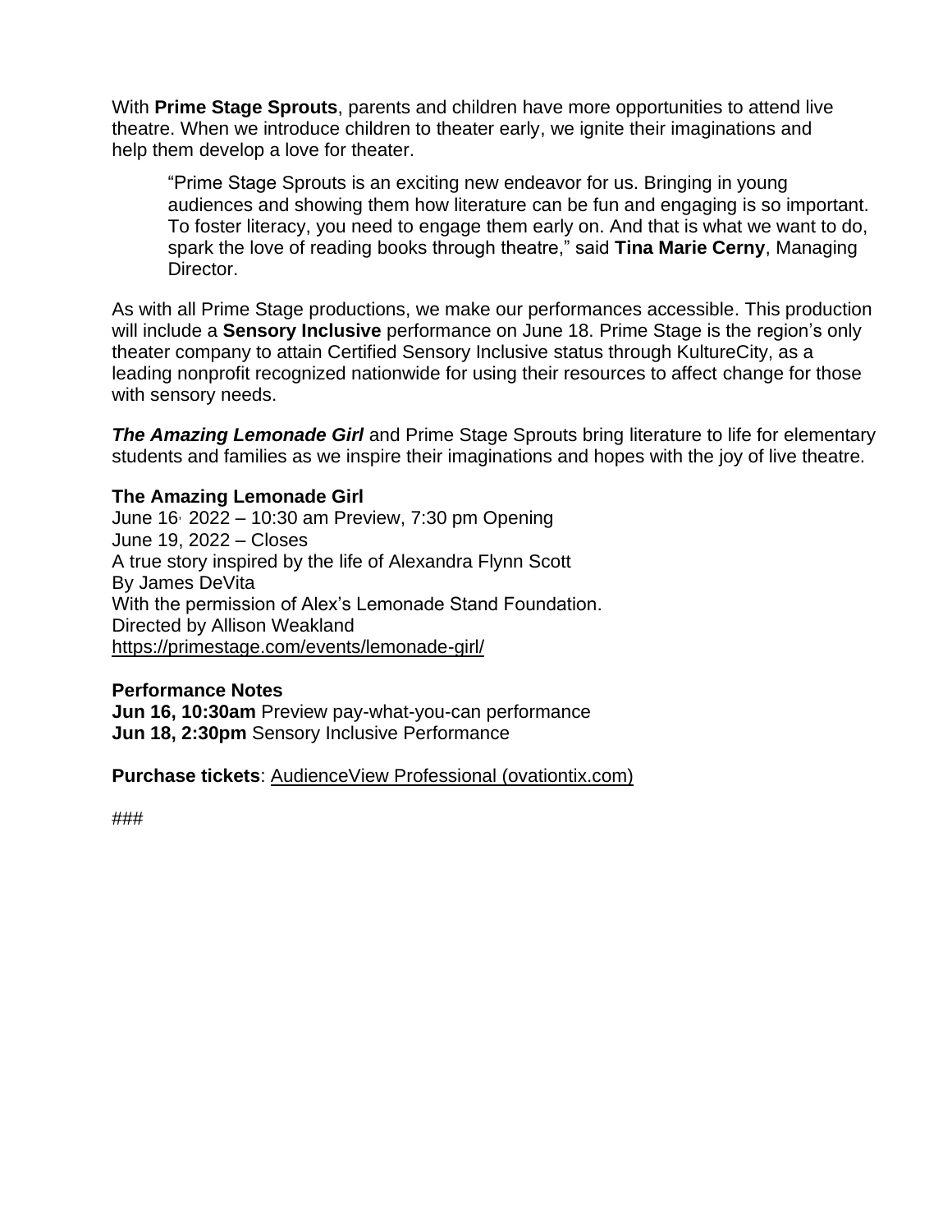With **Prime Stage Sprouts**, parents and children have more opportunities to attend live theatre. When we introduce children to theater early, we ignite their imaginations and help them develop a love for theater.

> "Prime Stage Sprouts is an exciting new endeavor for us. Bringing in young audiences and showing them how literature can be fun and engaging is so important. To foster literacy, you need to engage them early on. And that is what we want to do, spark the love of reading books through theatre," said **Tina Marie Cerny**, Managing Director.

As with all Prime Stage productions, we make our performances accessible. This production will include a **Sensory Inclusive** performance on June 18. Prime Stage is the region's only theater company to attain Certified Sensory Inclusive status through KultureCity, as a leading nonprofit recognized nationwide for using their resources to affect change for those with sensory needs.

***The Amazing Lemonade Girl*** and Prime Stage Sprouts bring literature to life for elementary students and families as we inspire their imaginations and hopes with the joy of live theatre.

**The Amazing Lemonade Girl**
June 16, 2022 – 10:30 am Preview, 7:30 pm Opening
June 19, 2022 – Closes
A true story inspired by the life of Alexandra Flynn Scott
By James DeVita
With the permission of Alex's Lemonade Stand Foundation.
Directed by Allison Weakland
https://primestage.com/events/lemonade-girl/

**Performance Notes**
**Jun 16, 10:30am** Preview pay-what-you-can performance
**Jun 18, 2:30pm** Sensory Inclusive Performance

**Purchase tickets**: AudienceView Professional (ovationtix.com)

###